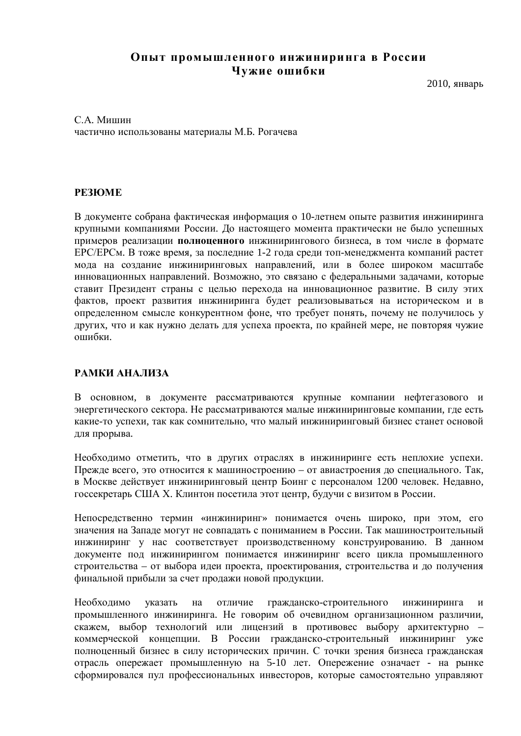# Опыт промышленного инжиниринга в России
# Чужие ошибки

2010, январь

С.А. Мишин
частично использованы материалы М.Б. Рогачева

## РЕЗЮМЕ

В документе собрана фактическая информация о 10-летнем опыте развития инжиниринга крупными компаниями России. До настоящего момента практически не было успешных примеров реализации **полноценного** инжинирингового бизнеса, в том числе в формате EPC/EPCм. В тоже время, за последние 1-2 года среди топ-менеджмента компаний растет мода на создание инжиниринговых направлений, или в более широком масштабе инновационных направлений. Возможно, это связано с федеральными задачами, которые ставит Президент страны с целью перехода на инновационное развитие. В силу этих фактов, проект развития инжиниринга будет реализовываться на историческом и в определенном смысле конкурентном фоне, что требует понять, почему не получилось у других, что и как нужно делать для успеха проекта, по крайней мере, не повторяя чужие ошибки.

## РАМКИ АНАЛИЗА

В основном, в документе рассматриваются крупные компании нефтегазового и энергетического сектора. Не рассматриваются малые инжиниринговые компании, где есть какие-то успехи, так как сомнительно, что малый инжиниринговый бизнес станет основой для прорыва.

Необходимо отметить, что в других отраслях в инжиниринге есть неплохие успехи. Прежде всего, это относится к машиностроению – от авиастроения до специального. Так, в Москве действует инжиниринговый центр Боинг с персоналом 1200 человек. Недавно, госсекретарь США Х. Клинтон посетила этот центр, будучи с визитом в России.

Непосредственно термин «инжиниринг» понимается очень широко, при этом, его значения на Западе могут не совпадать с пониманием в России. Так машиностроительный инжиниринг у нас соответствует производственному конструированию. В данном документе под инжинирингом понимается инжиниринг всего цикла промышленного строительства – от выбора идеи проекта, проектирования, строительства и до получения финальной прибыли за счет продажи новой продукции.

Необходимо указать на отличие гражданско-строительного инжиниринга и промышленного инжиниринга. Не говорим об очевидном организационном различии, скажем, выбор технологий или лицензий в противовес выбору архитектурно – коммерческой концепции. В России гражданско-строительный инжиниринг уже полноценный бизнес в силу исторических причин. С точки зрения бизнеса гражданская отрасль опережает промышленную на 5-10 лет. Опережение означает - на рынке сформировался пул профессиональных инвесторов, которые самостоятельно управляют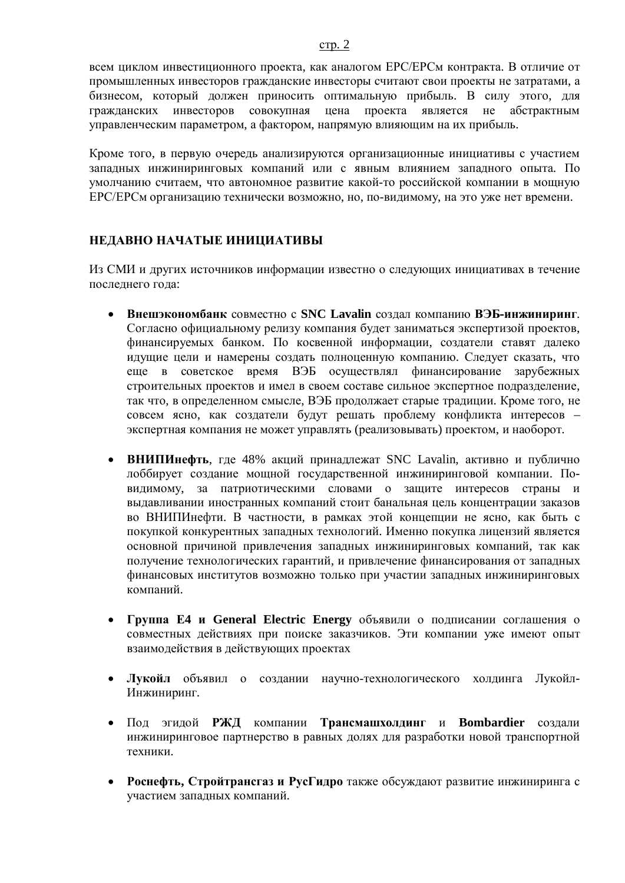всем циклом инвестиционного проекта, как аналогом EPC/EPCм контракта. В отличие от промышленных инвесторов гражданские инвесторы считают свои проекты не затратами, а бизнесом, который должен приносить оптимальную прибыль. В силу этого, для гражданских инвесторов совокупная цена проекта является не абстрактным управленческим параметром, а фактором, напрямую влияющим на их прибыль.

Кроме того, в первую очередь анализируются организационные инициативы с участием западных инжиниринговых компаний или с явным влиянием западного опыта. По умолчанию считаем, что автономное развитие какой-то российской компании в мощную EPC/EPCм организацию технически возможно, но, по-видимому, на это уже нет времени.

## НЕДАВНО НАЧАТЫЕ ИНИЦИАТИВЫ

Из СМИ и других источников информации известно о следующих инициативах в течение последнего года:

- **Внешэкономбанк** совместно с **SNC Lavalin** создал компанию **ВЭБ-инжиниринг**. Согласно официальному релизу компания будет заниматься экспертизой проектов, финансируемых банком. По косвенной информации, создатели ставят далеко идущие цели и намерены создать полноценную компанию. Следует сказать, что еще в советское время ВЭБ осуществлял финансирование зарубежных строительных проектов и имел в своем составе сильное экспертное подразделение, так что, в определенном смысле, ВЭБ продолжает старые традиции. Кроме того, не совсем ясно, как создатели будут решать проблему конфликта интересов – экспертная компания не может управлять (реализовывать) проектом, и наоборот.

- **ВНИПИнефть**, где 48% акций принадлежат SNC Lavalin, активно и публично лоббирует создание мощной государственной инжиниринговой компании. По-видимому, за патриотическими словами о защите интересов страны и выдавливании иностранных компаний стоит банальная цель концентрации заказов во ВНИПИнефти. В частности, в рамках этой концепции не ясно, как быть с покупкой конкурентных западных технологий. Именно покупка лицензий является основной причиной привлечения западных инжиниринговых компаний, так как получение технологических гарантий, и привлечение финансирования от западных финансовых институтов возможно только при участии западных инжиниринговых компаний.

- **Группа Е4 и General Electric Energy** объявили о подписании соглашения о совместных действиях при поиске заказчиков. Эти компании уже имеют опыт взаимодействия в действующих проектах

- **Лукойл** объявил о создании научно-технологического холдинга Лукойл-Инжиниринг.

- Под эгидой **РЖД** компании **Трансмашхолдинг** и **Bombardier** создали инжиниринговое партнерство в равных долях для разработки новой транспортной техники.

- **Роснефть, Стройтрансгаз и РусГидро** также обсуждают развитие инжиниринга с участием западных компаний.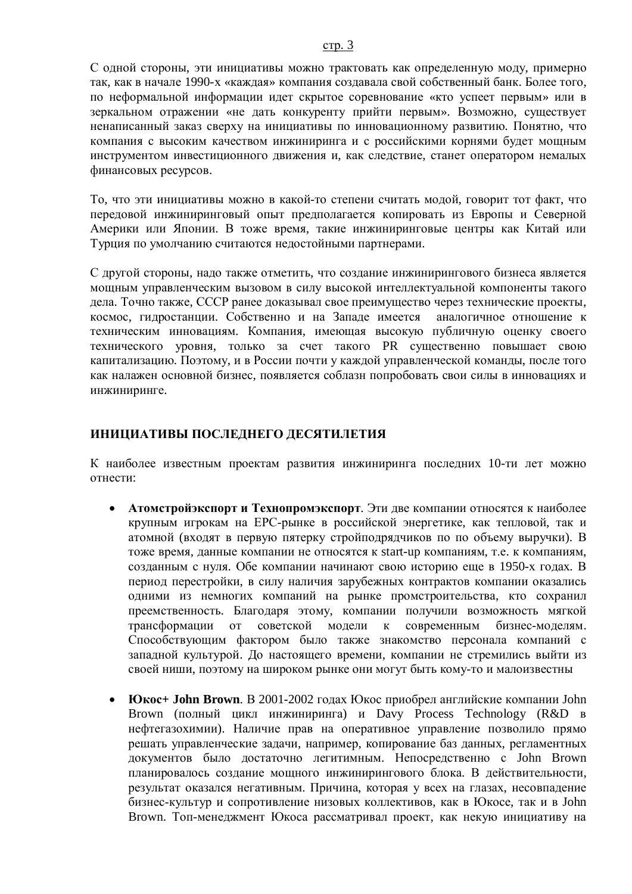С одной стороны, эти инициативы можно трактовать как определенную моду, примерно так, как в начале 1990-х «каждая» компания создавала свой собственный банк. Более того, по неформальной информации идет скрытое соревнование «кто успеет первым» или в зеркальном отражении «не дать конкуренту прийти первым». Возможно, существует ненаписанный заказ сверху на инициативы по инновационному развитию. Понятно, что компания с высоким качеством инжиниринга и с российскими корнями будет мощным инструментом инвестиционного движения и, как следствие, станет оператором немалых финансовых ресурсов.

То, что эти инициативы можно в какой-то степени считать модой, говорит тот факт, что передовой инжиниринговый опыт предполагается копировать из Европы и Северной Америки или Японии. В тоже время, такие инжиниринговые центры как Китай или Турция по умолчанию считаются недостойными партнерами.

С другой стороны, надо также отметить, что создание инжинирингового бизнеса является мощным управленческим вызовом в силу высокой интеллектуальной компоненты такого дела. Точно также, СССР ранее доказывал свое преимущество через технические проекты, космос, гидростанции. Собственно и на Западе имеется аналогичное отношение к техническим инновациям. Компания, имеющая высокую публичную оценку своего технического уровня, только за счет такого PR существенно повышает свою капитализацию. Поэтому, и в России почти у каждой управленческой команды, после того как налажен основной бизнес, появляется соблазн попробовать свои силы в инновациях и инжиниринге.

## ИНИЦИАТИВЫ ПОСЛЕДНЕГО ДЕСЯТИЛЕТИЯ

К наиболее известным проектам развития инжиниринга последних 10-ти лет можно отнести:

- **Атомстройэкспорт и Технопромэкспорт**. Эти две компании относятся к наиболее крупным игрокам на EPC-рынке в российской энергетике, как тепловой, так и атомной (входят в первую пятерку стройподрядчиков по по объему выручки). В тоже время, данные компании не относятся к start-up компаниям, т.е. к компаниям, созданным с нуля. Обе компании начинают свою историю еще в 1950-х годах. В период перестройки, в силу наличия зарубежных контрактов компании оказались одними из немногих компаний на рынке промстроительства, кто сохранил преемственность. Благодаря этому, компании получили возможность мягкой трансформации от советской модели к современным бизнес-моделям. Способствующим фактором было также знакомство персонала компаний с западной культурой. До настоящего времени, компании не стремились выйти из своей ниши, поэтому на широком рынке они могут быть кому-то и малоизвестны

- **Юкос+ John Brown**. В 2001-2002 годах Юкос приобрел английские компании John Brown (полный цикл инжиниринга) и Davy Process Technology (R&D в нефтегазохимии). Наличие прав на оперативное управление позволило прямо решать управленческие задачи, например, копирование баз данных, регламентных документов было достаточно легитимным. Непосредственно с John Brown планировалось создание мощного инжинирингового блока. В действительности, результат оказался негативным. Причина, которая у всех на глазах, несовпадение бизнес-культур и сопротивление низовых коллективов, как в Юкосе, так и в John Brown. Топ-менеджмент Юкоса рассматривал проект, как некую инициативу на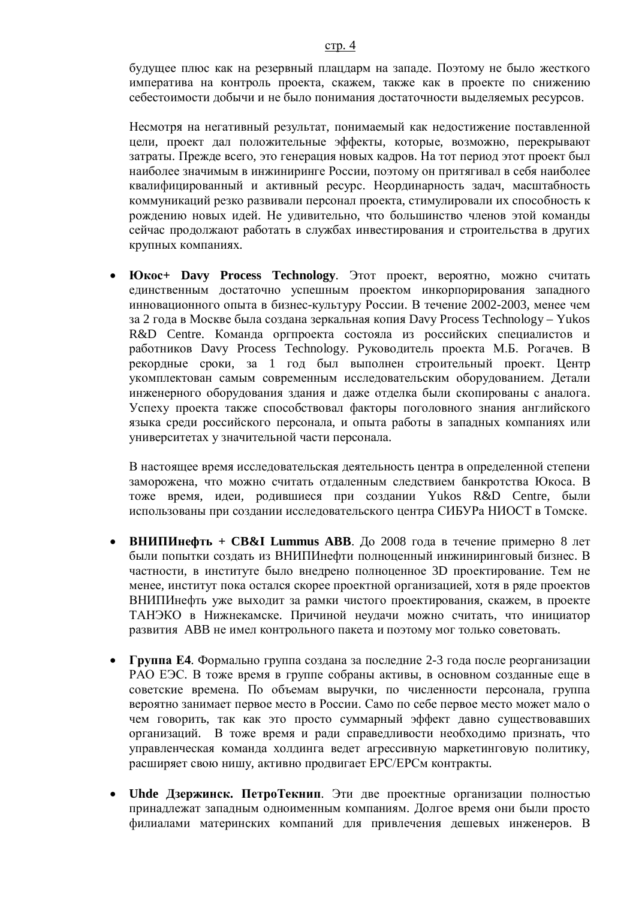будущее плюс как на резервный плацдарм на западе. Поэтому не было жесткого императива на контроль проекта, скажем, также как в проекте по снижению себестоимости добычи и не было понимания достаточности выделяемых ресурсов.

Несмотря на негативный результат, понимаемый как недостижение поставленной цели, проект дал положительные эффекты, которые, возможно, перекрывают затраты. Прежде всего, это генерация новых кадров. На тот период этот проект был наиболее значимым в инжиниринге России, поэтому он притягивал в себя наиболее квалифицированный и активный ресурс. Неординарность задач, масштабность коммуникаций резко развивали персонал проекта, стимулировали их способность к рождению новых идей. Не удивительно, что большинство членов этой команды сейчас продолжают работать в службах инвестирования и строительства в других крупных компаниях.

- **Юкос+ Davy Process Technology**. Этот проект, вероятно, можно считать единственным достаточно успешным проектом инкорпорирования западного инновационного опыта в бизнес-культуру России. В течение 2002-2003, менее чем за 2 года в Москве была создана зеркальная копия Davy Process Technology – Yukos R&D Centre. Команда оргпроекта состояла из российских специалистов и работников Davy Process Technology. Руководитель проекта М.Б. Рогачев. В рекордные сроки, за 1 год был выполнен строительный проект. Центр укомплектован самым современным исследовательским оборудованием. Детали инженерного оборудования здания и даже отделка были скопированы с аналога. Успеху проекта также способствовал факторы поголовного знания английского языка среди российского персонала, и опыта работы в западных компаниях или университетах у значительной части персонала.

  В настоящее время исследовательская деятельность центра в определенной степени заморожена, что можно считать отдаленным следствием банкротства Юкоса. В тоже время, идеи, родившиеся при создании Yukos R&D Centre, были использованы при создании исследовательского центра СИБУРа НИОСТ в Томске.

- **ВНИПИнефть + CB&I Lummus ABB**. До 2008 года в течение примерно 8 лет были попытки создать из ВНИПИнефти полноценный инжиниринговый бизнес. В частности, в институте было внедрено полноценное 3D проектирование. Тем не менее, институт пока остался скорее проектной организацией, хотя в ряде проектов ВНИПИнефть уже выходит за рамки чистого проектирования, скажем, в проекте ТАНЭКО в Нижнекамске. Причиной неудачи можно считать, что инициатор развития ABB не имел контрольного пакета и поэтому мог только советовать.

- **Группа Е4**. Формально группа создана за последние 2-3 года после реорганизации РАО ЕЭС. В тоже время в группе собраны активы, в основном созданные еще в советские времена. По объемам выручки, по численности персонала, группа вероятно занимает первое место в России. Само по себе первое место может мало о чем говорить, так как это просто суммарный эффект давно существовавших организаций. В тоже время и ради справедливости необходимо признать, что управленческая команда холдинга ведет агрессивную маркетинговую политику, расширяет свою нишу, активно продвигает EPC/EPCм контракты.

- **Uhde Дзержинск. ПетроТекнип**. Эти две проектные организации полностью принадлежат западным одноименным компаниям. Долгое время они были просто филиалами материнских компаний для привлечения дешевых инженеров. В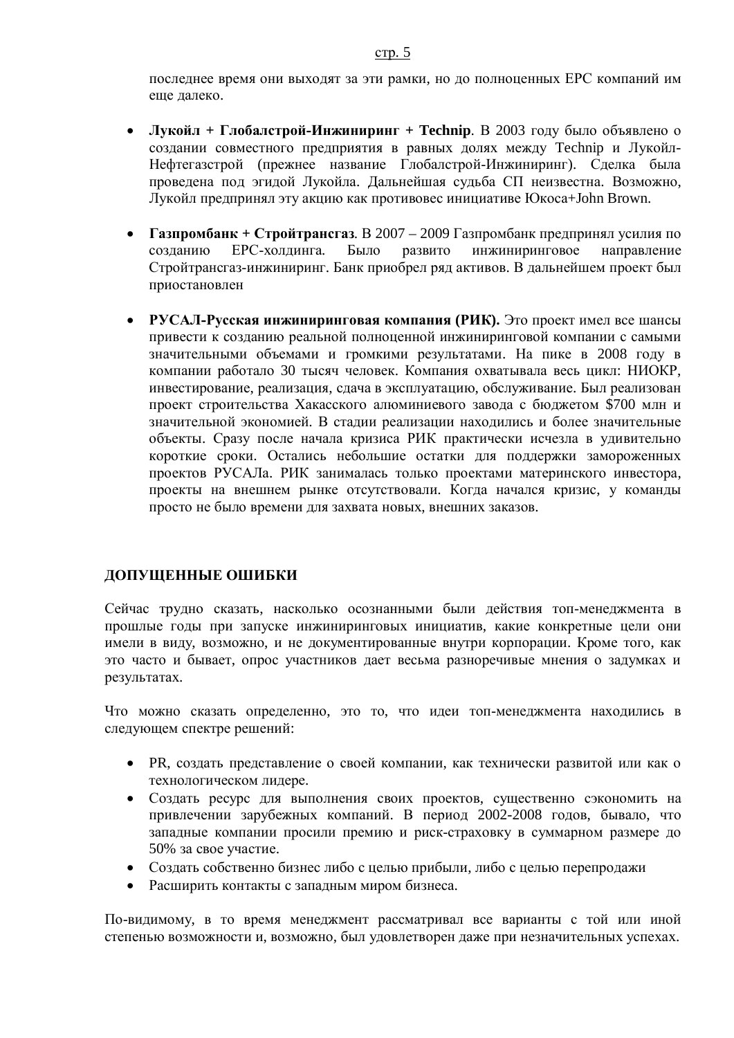последнее время они выходят за эти рамки, но до полноценных EPC компаний им еще далеко.

- **Лукойл + Глобалстрой-Инжиниринг + Technip**. В 2003 году было объявлено о создании совместного предприятия в равных долях между Technip и Лукойл-Нефтегазстрой (прежнее название Глобалстрой-Инжиниринг). Сделка была проведена под эгидой Лукойла. Дальнейшая судьба СП неизвестна. Возможно, Лукойл предпринял эту акцию как противовес инициативе Юкоса+John Brown.

- **Газпромбанк + Стройтрансгаз**. В 2007 – 2009 Газпромбанк предпринял усилия по созданию EPC-холдинга. Было развито инжиниринговое направление Стройтрансгаз-инжиниринг. Банк приобрел ряд активов. В дальнейшем проект был приостановлен

- **РУСАЛ-Русская инжиниринговая компания (РИК).** Это проект имел все шансы привести к созданию реальной полноценной инжиниринговой компании с самыми значительными объемами и громкими результатами. На пике в 2008 году в компании работало 30 тысяч человек. Компания охватывала весь цикл: НИОКР, инвестирование, реализация, сдача в эксплуатацию, обслуживание. Был реализован проект строительства Хакасского алюминиевого завода с бюджетом $700 млн и значительной экономией. В стадии реализации находились и более значительные объекты. Сразу после начала кризиса РИК практически исчезла в удивительно короткие сроки. Остались небольшие остатки для поддержки замороженных проектов РУСАЛа. РИК занималась только проектами материнского инвестора, проекты на внешнем рынке отсутствовали. Когда начался кризис, у команды просто не было времени для захвата новых, внешних заказов.

## ДОПУЩЕННЫЕ ОШИБКИ

Сейчас трудно сказать, насколько осознанными были действия топ-менеджмента в прошлые годы при запуске инжиниринговых инициатив, какие конкретные цели они имели в виду, возможно, и не документированные внутри корпорации. Кроме того, как это часто и бывает, опрос участников дает весьма разноречивые мнения о задумках и результатах.

Что можно сказать определенно, это то, что идеи топ-менеджмента находились в следующем спектре решений:

- PR, создать представление о своей компании, как технически развитой или как о технологическом лидере.
- Создать ресурс для выполнения своих проектов, существенно сэкономить на привлечении зарубежных компаний. В период 2002-2008 годов, бывало, что западные компании просили премию и риск-страховку в суммарном размере до 50% за свое участие.
- Создать собственно бизнес либо с целью прибыли, либо с целью перепродажи
- Расширить контакты с западным миром бизнеса.

По-видимому, в то время менеджмент рассматривал все варианты с той или иной степенью возможности и, возможно, был удовлетворен даже при незначительных успехах.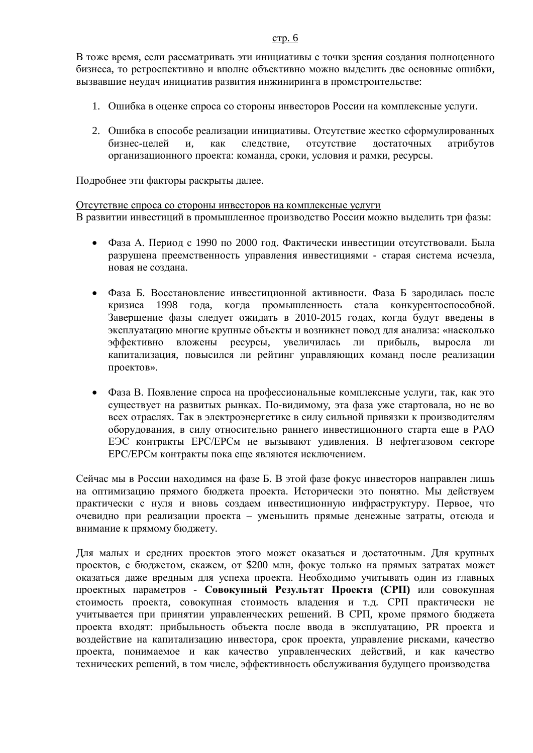В тоже время, если рассматривать эти инициативы с точки зрения создания полноценного бизнеса, то ретроспективно и вполне объективно можно выделить две основные ошибки, вызвавшие неудач инициатив развития инжиниринга в промстроительстве:

1. Ошибка в оценке спроса со стороны инвесторов России на комплексные услуги.
2. Ошибка в способе реализации инициативы. Отсутствие жестко сформулированных бизнес-целей и, как следствие, отсутствие достаточных атрибутов организационного проекта: команда, сроки, условия и рамки, ресурсы.

Подробнее эти факторы раскрыты далее.

<u>Отсутствие спроса со стороны инвесторов на комплексные услуги</u>

В развитии инвестиций в промышленное производство России можно выделить три фазы:

- Фаза А. Период с 1990 по 2000 год. Фактически инвестиции отсутствовали. Была разрушена преемственность управления инвестициями - старая система исчезла, новая не создана.
- Фаза Б. Восстановление инвестиционной активности. Фаза Б зародилась после кризиса 1998 года, когда промышленность стала конкурентоспособной. Завершение фазы следует ожидать в 2010-2015 годах, когда будут введены в эксплуатацию многие крупные объекты и возникнет повод для анализа: «насколько эффективно вложены ресурсы, увеличилась ли прибыль, выросла ли капитализация, повысился ли рейтинг управляющих команд после реализации проектов».
- Фаза В. Появление спроса на профессиональные комплексные услуги, так, как это существует на развитых рынках. По-видимому, эта фаза уже стартовала, но не во всех отраслях. Так в электроэнергетике в силу сильной привязки к производителям оборудования, в силу относительно раннего инвестиционного старта еще в РАО ЕЭС контракты EPC/EPCм не вызывают удивления. В нефтегазовом секторе EPC/EPCм контракты пока еще являются исключением.

Сейчас мы в России находимся на фазе Б. В этой фазе фокус инвесторов направлен лишь на оптимизацию прямого бюджета проекта. Исторически это понятно. Мы действуем практически с нуля и вновь создаем инвестиционную инфраструктуру. Первое, что очевидно при реализации проекта – уменьшить прямые денежные затраты, отсюда и внимание к прямому бюджету.

Для малых и средних проектов этого может оказаться и достаточным. Для крупных проектов, с бюджетом, скажем, от $200 млн, фокус только на прямых затратах может оказаться даже вредным для успеха проекта. Необходимо учитывать один из главных проектных параметров - **Совокупный Результат Проекта (СРП)** или совокупная стоимость проекта, совокупная стоимость владения и т.д. СРП практически не учитывается при принятии управленческих решений. В СРП, кроме прямого бюджета проекта входят: прибыльность объекта после ввода в эксплуатацию, PR проекта и воздействие на капитализацию инвестора, срок проекта, управление рисками, качество проекта, понимаемое и как качество управленческих действий, и как качество технических решений, в том числе, эффективность обслуживания будущего производства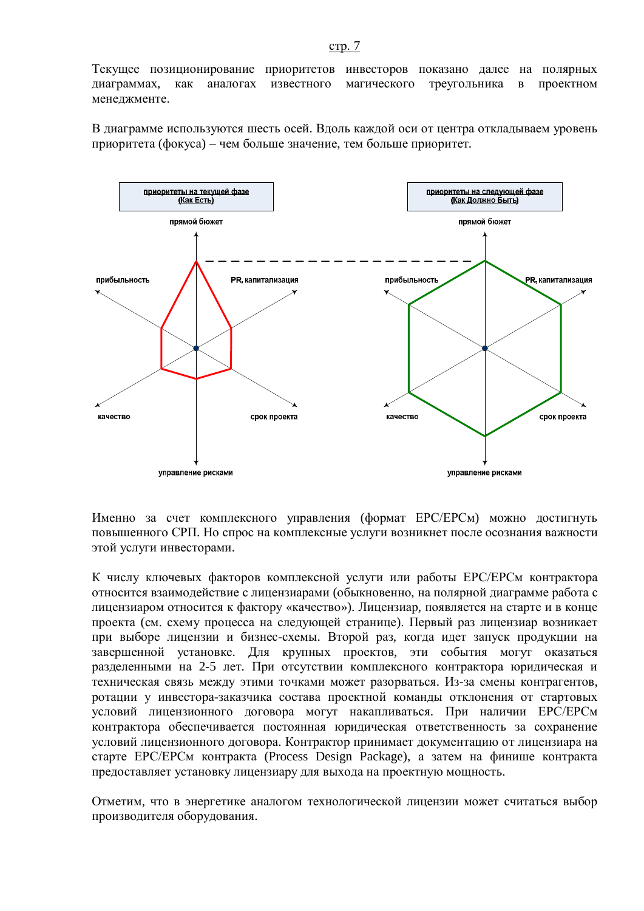Текущее позиционирование приоритетов инвесторов показано далее на полярных диаграммах, как аналогах известного магического треугольника в проектном менеджменте.

В диаграмме используются шесть осей. Вдоль каждой оси от центра откладываем уровень приоритета (фокуса) – чем больше значение, тем больше приоритет.

**приоритеты на текущей фазе (Как Есть)**

прямой бюжет, прибыльность, PR, капитализация, качество, срок проекта, управление рисками

**приоритеты на следующей фазе (Как Должно Быть)**

прямой бюжет, прибыльность, PR, капитализация, качество, срок проекта, управление рисками

Именно за счет комплексного управления (формат EPC/EPCм) можно достигнуть повышенного СРП. Но спрос на комплексные услуги возникнет после осознания важности этой услуги инвесторами.

К числу ключевых факторов комплексной услуги или работы EPC/EPCм контрактора относится взаимодействие с лицензиарами (обыкновенно, на полярной диаграмме работа с лицензиаром относится к фактору «качество»). Лицензиар, появляется на старте и в конце проекта (см. схему процесса на следующей странице). Первый раз лицензиар возникает при выборе лицензии и бизнес-схемы. Второй раз, когда идет запуск продукции на завершенной установке. Для крупных проектов, эти события могут оказаться разделенными на 2-5 лет. При отсутствии комплексного контрактора юридическая и техническая связь между этими точками может разорваться. Из-за смены контрагентов, ротации у инвестора-заказчика состава проектной команды отклонения от стартовых условий лицензионного договора могут накапливаться. При наличии EPC/EPCм контрактора обеспечивается постоянная юридическая ответственность за сохранение условий лицензионного договора. Контрактор принимает документацию от лицензиара на старте EPC/EPCм контракта (Process Design Package), а затем на финише контракта предоставляет установку лицензиару для выхода на проектную мощность.

Отметим, что в энергетике аналогом технологической лицензии может считаться выбор производителя оборудования.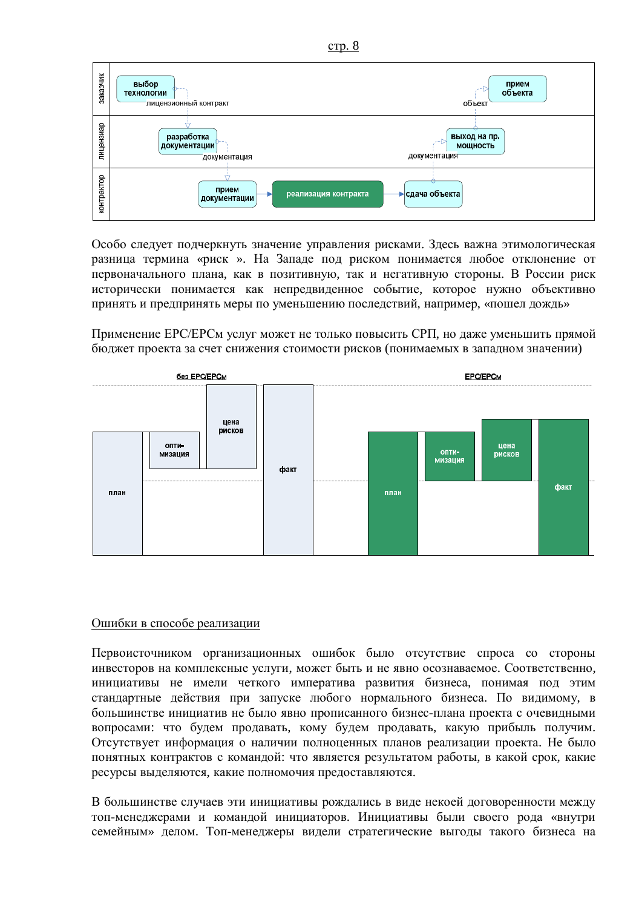Особо следует подчеркнуть значение управления рисками. Здесь важна этимологическая разница термина «риск ». На Западе под риском понимается любое отклонение от первоначального плана, как в позитивную, так и негативную стороны. В России риск исторически понимается как непредвиденное событие, которое нужно объективно принять и предпринять меры по уменьшению последствий, например, «пошел дождь»

Применение EPC/EPCм услуг может не только повысить СРП, но даже уменьшить прямой бюджет проекта за счет снижения стоимости рисков (понимаемых в западном значении)

Ошибки в способе реализации

Первоисточником организационных ошибок было отсутствие спроса со стороны инвесторов на комплексные услуги, может быть и не явно осознаваемое. Соответственно, инициативы не имели четкого императива развития бизнеса, понимая под этим стандартные действия при запуске любого нормального бизнеса. По видимому, в большинстве инициатив не было явно прописанного бизнес-плана проекта с очевидными вопросами: что будем продавать, кому будем продавать, какую прибыль получим. Отсутствует информация о наличии полноценных планов реализации проекта. Не было понятных контрактов с командой: что является результатом работы, в какой срок, какие ресурсы выделяются, какие полномочия предоставляются.

В большинстве случаев эти инициативы рождались в виде некоей договоренности между топ-менеджерами и командой инициаторов. Инициативы были своего рода «внутри семейным» делом. Топ-менеджеры видели стратегические выгоды такого бизнеса на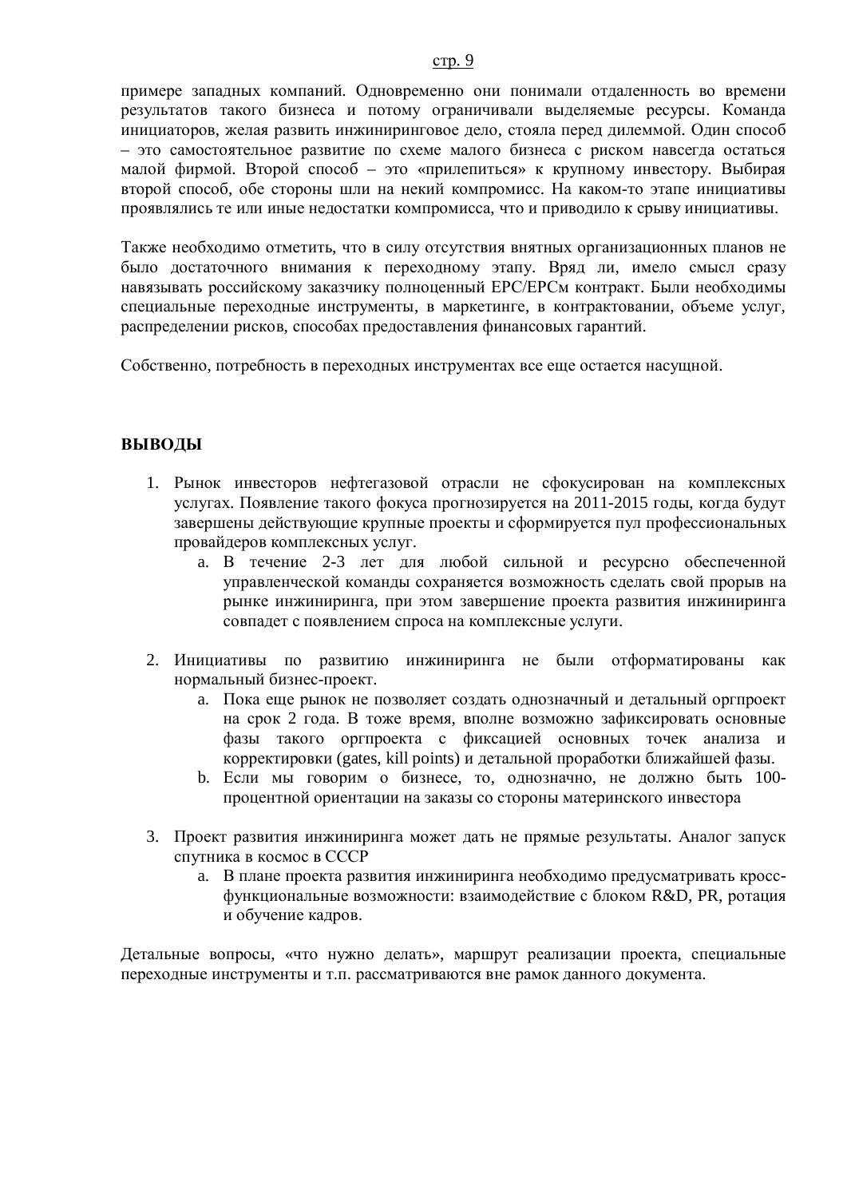примере западных компаний. Одновременно они понимали отдаленность во времени результатов такого бизнеса и потому ограничивали выделяемые ресурсы. Команда инициаторов, желая развить инжиниринговое дело, стояла перед дилеммой. Один способ – это самостоятельное развитие по схеме малого бизнеса с риском навсегда остаться малой фирмой. Второй способ – это «прилепиться» к крупному инвестору. Выбирая второй способ, обе стороны шли на некий компромисс. На каком-то этапе инициативы проявлялись те или иные недостатки компромисса, что и приводило к срыву инициативы.

Также необходимо отметить, что в силу отсутствия внятных организационных планов не было достаточного внимания к переходному этапу. Вряд ли, имело смысл сразу навязывать российскому заказчику полноценный EPC/EPCм контракт. Были необходимы специальные переходные инструменты, в маркетинге, в контрактовании, объеме услуг, распределении рисков, способах предоставления финансовых гарантий.

Собственно, потребность в переходных инструментах все еще остается насущной.

## ВЫВОДЫ

1. Рынок инвесторов нефтегазовой отрасли не сфокусирован на комплексных услугах. Появление такого фокуса прогнозируется на 2011-2015 годы, когда будут завершены действующие крупные проекты и сформируется пул профессиональных провайдеров комплексных услуг.
   a. В течение 2-3 лет для любой сильной и ресурсно обеспеченной управленческой команды сохраняется возможность сделать свой прорыв на рынке инжиниринга, при этом завершение проекта развития инжиниринга совпадет с появлением спроса на комплексные услуги.

2. Инициативы по развитию инжиниринга не были отформатированы как нормальный бизнес-проект.
   a. Пока еще рынок не позволяет создать однозначный и детальный оргпроект на срок 2 года. В тоже время, вполне возможно зафиксировать основные фазы такого оргпроекта с фиксацией основных точек анализа и корректировки (gates, kill points) и детальной проработки ближайшей фазы.
   b. Если мы говорим о бизнесе, то, однозначно, не должно быть 100-процентной ориентации на заказы со стороны материнского инвестора

3. Проект развития инжиниринга может дать не прямые результаты. Аналог запуск спутника в космос в СССР
   a. В плане проекта развития инжиниринга необходимо предусматривать кросс-функциональные возможности: взаимодействие с блоком R&D, PR, ротация и обучение кадров.

Детальные вопросы, «что нужно делать», маршрут реализации проекта, специальные переходные инструменты и т.п. рассматриваются вне рамок данного документа.